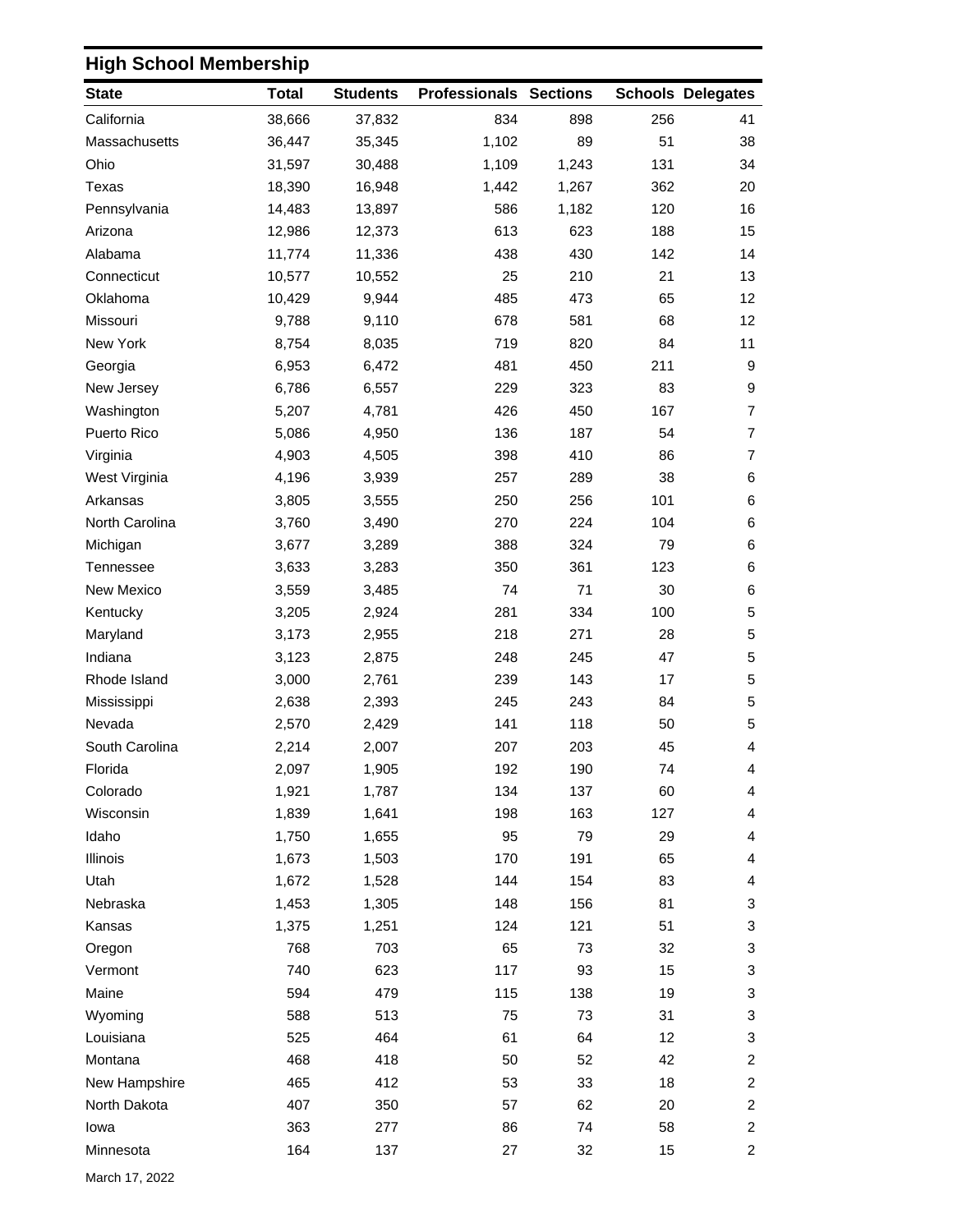## High School Membership

| State | Total | Students | Professionals | Sections | Schools | Delegates |
|---|---|---|---|---|---|---|
| California | 38,666 | 37,832 | 834 | 898 | 256 | 41 |
| Massachusetts | 36,447 | 35,345 | 1,102 | 89 | 51 | 38 |
| Ohio | 31,597 | 30,488 | 1,109 | 1,243 | 131 | 34 |
| Texas | 18,390 | 16,948 | 1,442 | 1,267 | 362 | 20 |
| Pennsylvania | 14,483 | 13,897 | 586 | 1,182 | 120 | 16 |
| Arizona | 12,986 | 12,373 | 613 | 623 | 188 | 15 |
| Alabama | 11,774 | 11,336 | 438 | 430 | 142 | 14 |
| Connecticut | 10,577 | 10,552 | 25 | 210 | 21 | 13 |
| Oklahoma | 10,429 | 9,944 | 485 | 473 | 65 | 12 |
| Missouri | 9,788 | 9,110 | 678 | 581 | 68 | 12 |
| New York | 8,754 | 8,035 | 719 | 820 | 84 | 11 |
| Georgia | 6,953 | 6,472 | 481 | 450 | 211 | 9 |
| New Jersey | 6,786 | 6,557 | 229 | 323 | 83 | 9 |
| Washington | 5,207 | 4,781 | 426 | 450 | 167 | 7 |
| Puerto Rico | 5,086 | 4,950 | 136 | 187 | 54 | 7 |
| Virginia | 4,903 | 4,505 | 398 | 410 | 86 | 7 |
| West Virginia | 4,196 | 3,939 | 257 | 289 | 38 | 6 |
| Arkansas | 3,805 | 3,555 | 250 | 256 | 101 | 6 |
| North Carolina | 3,760 | 3,490 | 270 | 224 | 104 | 6 |
| Michigan | 3,677 | 3,289 | 388 | 324 | 79 | 6 |
| Tennessee | 3,633 | 3,283 | 350 | 361 | 123 | 6 |
| New Mexico | 3,559 | 3,485 | 74 | 71 | 30 | 6 |
| Kentucky | 3,205 | 2,924 | 281 | 334 | 100 | 5 |
| Maryland | 3,173 | 2,955 | 218 | 271 | 28 | 5 |
| Indiana | 3,123 | 2,875 | 248 | 245 | 47 | 5 |
| Rhode Island | 3,000 | 2,761 | 239 | 143 | 17 | 5 |
| Mississippi | 2,638 | 2,393 | 245 | 243 | 84 | 5 |
| Nevada | 2,570 | 2,429 | 141 | 118 | 50 | 5 |
| South Carolina | 2,214 | 2,007 | 207 | 203 | 45 | 4 |
| Florida | 2,097 | 1,905 | 192 | 190 | 74 | 4 |
| Colorado | 1,921 | 1,787 | 134 | 137 | 60 | 4 |
| Wisconsin | 1,839 | 1,641 | 198 | 163 | 127 | 4 |
| Idaho | 1,750 | 1,655 | 95 | 79 | 29 | 4 |
| Illinois | 1,673 | 1,503 | 170 | 191 | 65 | 4 |
| Utah | 1,672 | 1,528 | 144 | 154 | 83 | 4 |
| Nebraska | 1,453 | 1,305 | 148 | 156 | 81 | 3 |
| Kansas | 1,375 | 1,251 | 124 | 121 | 51 | 3 |
| Oregon | 768 | 703 | 65 | 73 | 32 | 3 |
| Vermont | 740 | 623 | 117 | 93 | 15 | 3 |
| Maine | 594 | 479 | 115 | 138 | 19 | 3 |
| Wyoming | 588 | 513 | 75 | 73 | 31 | 3 |
| Louisiana | 525 | 464 | 61 | 64 | 12 | 3 |
| Montana | 468 | 418 | 50 | 52 | 42 | 2 |
| New Hampshire | 465 | 412 | 53 | 33 | 18 | 2 |
| North Dakota | 407 | 350 | 57 | 62 | 20 | 2 |
| Iowa | 363 | 277 | 86 | 74 | 58 | 2 |
| Minnesota | 164 | 137 | 27 | 32 | 15 | 2 |

March 17, 2022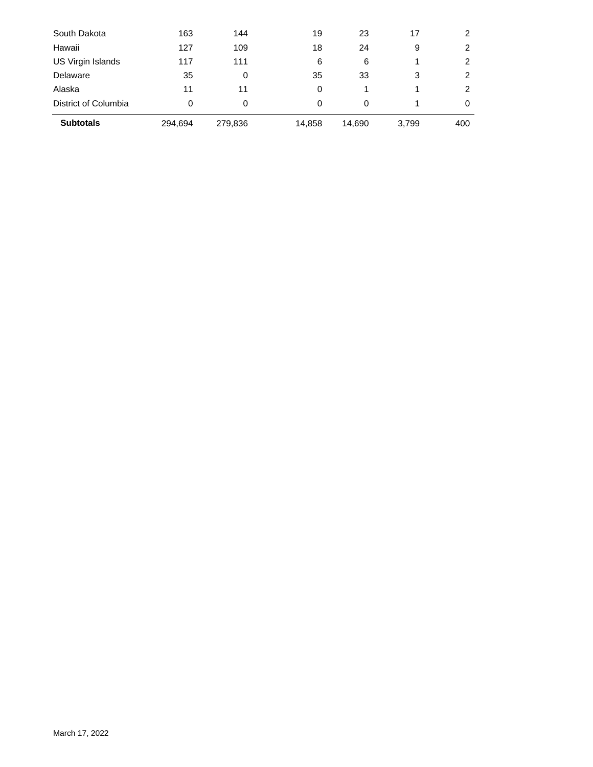| | | | | | | |
|---|---|---|---|---|---|---|
| South Dakota | 163 | 144 | 19 | 23 | 17 | 2 |
| Hawaii | 127 | 109 | 18 | 24 | 9 | 2 |
| US Virgin Islands | 117 | 111 | 6 | 6 | 1 | 2 |
| Delaware | 35 | 0 | 35 | 33 | 3 | 2 |
| Alaska | 11 | 11 | 0 | 1 | 1 | 2 |
| District of Columbia | 0 | 0 | 0 | 0 | 1 | 0 |
| **Subtotals** | 294,694 | 279,836 | 14,858 | 14,690 | 3,799 | 400 |

March 17, 2022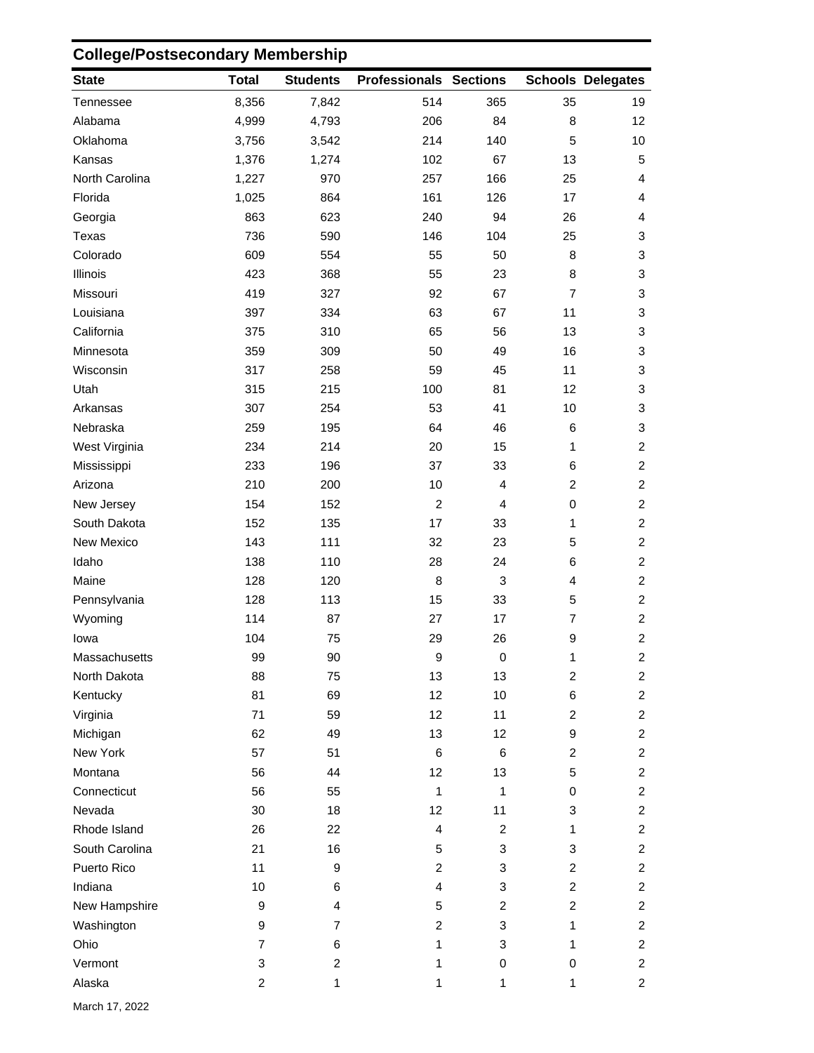## College/Postsecondary Membership

| State | Total | Students | Professionals | Sections | Schools | Delegates |
|---|---|---|---|---|---|---|
| Tennessee | 8,356 | 7,842 | 514 | 365 | 35 | 19 |
| Alabama | 4,999 | 4,793 | 206 | 84 | 8 | 12 |
| Oklahoma | 3,756 | 3,542 | 214 | 140 | 5 | 10 |
| Kansas | 1,376 | 1,274 | 102 | 67 | 13 | 5 |
| North Carolina | 1,227 | 970 | 257 | 166 | 25 | 4 |
| Florida | 1,025 | 864 | 161 | 126 | 17 | 4 |
| Georgia | 863 | 623 | 240 | 94 | 26 | 4 |
| Texas | 736 | 590 | 146 | 104 | 25 | 3 |
| Colorado | 609 | 554 | 55 | 50 | 8 | 3 |
| Illinois | 423 | 368 | 55 | 23 | 8 | 3 |
| Missouri | 419 | 327 | 92 | 67 | 7 | 3 |
| Louisiana | 397 | 334 | 63 | 67 | 11 | 3 |
| California | 375 | 310 | 65 | 56 | 13 | 3 |
| Minnesota | 359 | 309 | 50 | 49 | 16 | 3 |
| Wisconsin | 317 | 258 | 59 | 45 | 11 | 3 |
| Utah | 315 | 215 | 100 | 81 | 12 | 3 |
| Arkansas | 307 | 254 | 53 | 41 | 10 | 3 |
| Nebraska | 259 | 195 | 64 | 46 | 6 | 3 |
| West Virginia | 234 | 214 | 20 | 15 | 1 | 2 |
| Mississippi | 233 | 196 | 37 | 33 | 6 | 2 |
| Arizona | 210 | 200 | 10 | 4 | 2 | 2 |
| New Jersey | 154 | 152 | 2 | 4 | 0 | 2 |
| South Dakota | 152 | 135 | 17 | 33 | 1 | 2 |
| New Mexico | 143 | 111 | 32 | 23 | 5 | 2 |
| Idaho | 138 | 110 | 28 | 24 | 6 | 2 |
| Maine | 128 | 120 | 8 | 3 | 4 | 2 |
| Pennsylvania | 128 | 113 | 15 | 33 | 5 | 2 |
| Wyoming | 114 | 87 | 27 | 17 | 7 | 2 |
| Iowa | 104 | 75 | 29 | 26 | 9 | 2 |
| Massachusetts | 99 | 90 | 9 | 0 | 1 | 2 |
| North Dakota | 88 | 75 | 13 | 13 | 2 | 2 |
| Kentucky | 81 | 69 | 12 | 10 | 6 | 2 |
| Virginia | 71 | 59 | 12 | 11 | 2 | 2 |
| Michigan | 62 | 49 | 13 | 12 | 9 | 2 |
| New York | 57 | 51 | 6 | 6 | 2 | 2 |
| Montana | 56 | 44 | 12 | 13 | 5 | 2 |
| Connecticut | 56 | 55 | 1 | 1 | 0 | 2 |
| Nevada | 30 | 18 | 12 | 11 | 3 | 2 |
| Rhode Island | 26 | 22 | 4 | 2 | 1 | 2 |
| South Carolina | 21 | 16 | 5 | 3 | 3 | 2 |
| Puerto Rico | 11 | 9 | 2 | 3 | 2 | 2 |
| Indiana | 10 | 6 | 4 | 3 | 2 | 2 |
| New Hampshire | 9 | 4 | 5 | 2 | 2 | 2 |
| Washington | 9 | 7 | 2 | 3 | 1 | 2 |
| Ohio | 7 | 6 | 1 | 3 | 1 | 2 |
| Vermont | 3 | 2 | 1 | 0 | 0 | 2 |
| Alaska | 2 | 1 | 1 | 1 | 1 | 2 |

March 17, 2022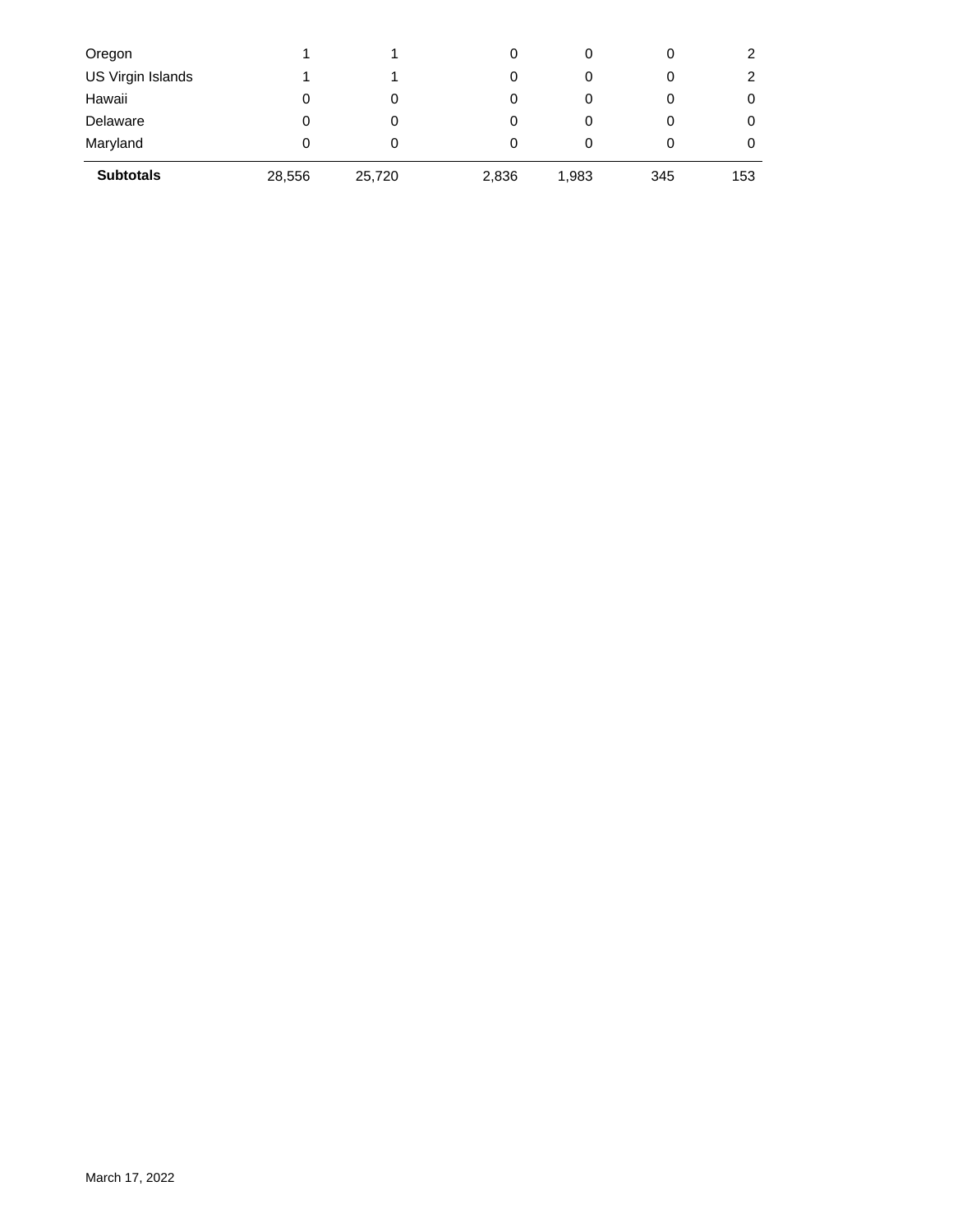| | | | | | | |
|---|---|---|---|---|---|---|
| Oregon | 1 | 1 | 0 | 0 | 0 | 2 |
| US Virgin Islands | 1 | 1 | 0 | 0 | 0 | 2 |
| Hawaii | 0 | 0 | 0 | 0 | 0 | 0 |
| Delaware | 0 | 0 | 0 | 0 | 0 | 0 |
| Maryland | 0 | 0 | 0 | 0 | 0 | 0 |
| **Subtotals** | 28,556 | 25,720 | 2,836 | 1,983 | 345 | 153 |

March 17, 2022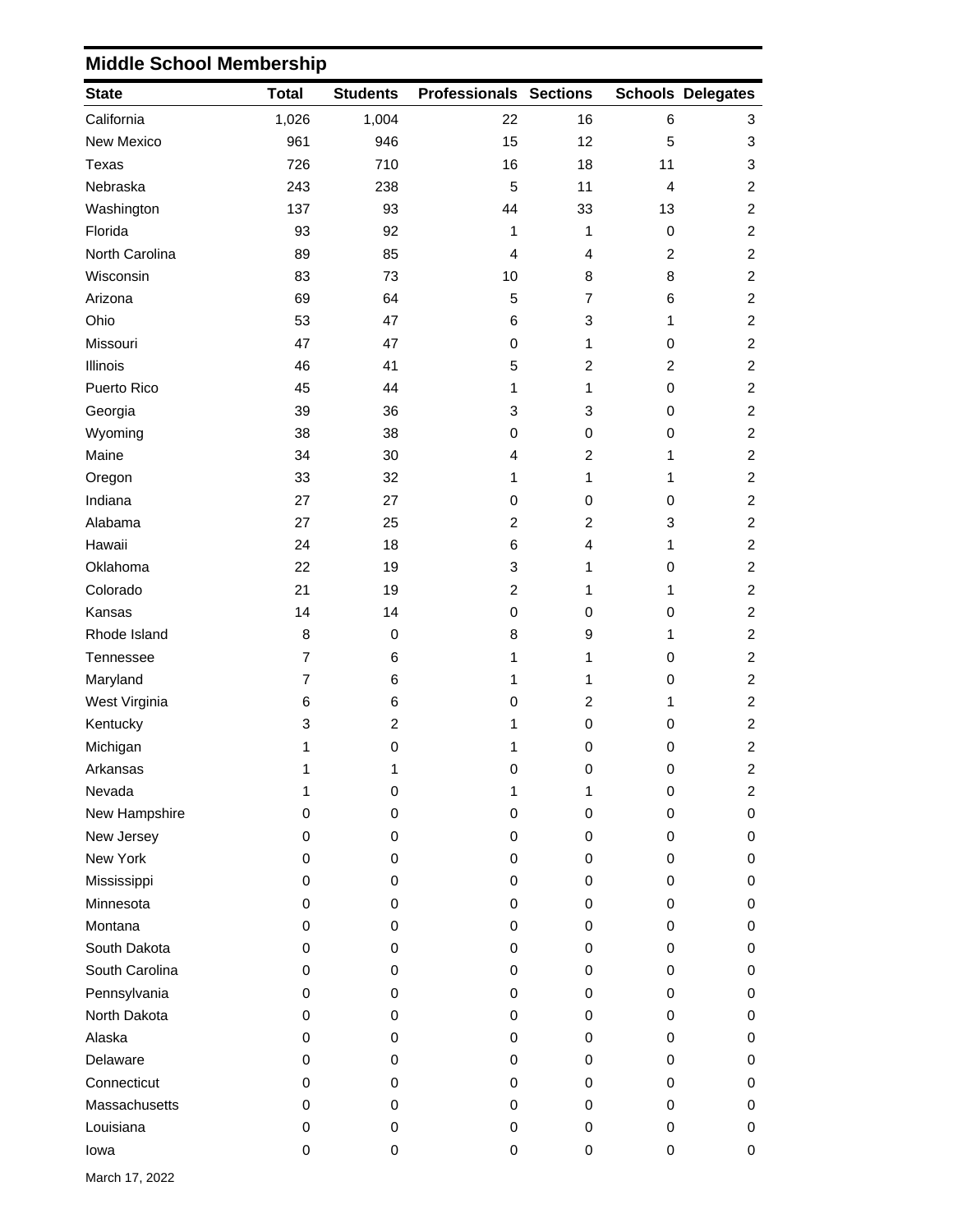## Middle School Membership

| State | Total | Students | Professionals | Sections | Schools | Delegates |
|---|---|---|---|---|---|---|
| California | 1,026 | 1,004 | 22 | 16 | 6 | 3 |
| New Mexico | 961 | 946 | 15 | 12 | 5 | 3 |
| Texas | 726 | 710 | 16 | 18 | 11 | 3 |
| Nebraska | 243 | 238 | 5 | 11 | 4 | 2 |
| Washington | 137 | 93 | 44 | 33 | 13 | 2 |
| Florida | 93 | 92 | 1 | 1 | 0 | 2 |
| North Carolina | 89 | 85 | 4 | 4 | 2 | 2 |
| Wisconsin | 83 | 73 | 10 | 8 | 8 | 2 |
| Arizona | 69 | 64 | 5 | 7 | 6 | 2 |
| Ohio | 53 | 47 | 6 | 3 | 1 | 2 |
| Missouri | 47 | 47 | 0 | 1 | 0 | 2 |
| Illinois | 46 | 41 | 5 | 2 | 2 | 2 |
| Puerto Rico | 45 | 44 | 1 | 1 | 0 | 2 |
| Georgia | 39 | 36 | 3 | 3 | 0 | 2 |
| Wyoming | 38 | 38 | 0 | 0 | 0 | 2 |
| Maine | 34 | 30 | 4 | 2 | 1 | 2 |
| Oregon | 33 | 32 | 1 | 1 | 1 | 2 |
| Indiana | 27 | 27 | 0 | 0 | 0 | 2 |
| Alabama | 27 | 25 | 2 | 2 | 3 | 2 |
| Hawaii | 24 | 18 | 6 | 4 | 1 | 2 |
| Oklahoma | 22 | 19 | 3 | 1 | 0 | 2 |
| Colorado | 21 | 19 | 2 | 1 | 1 | 2 |
| Kansas | 14 | 14 | 0 | 0 | 0 | 2 |
| Rhode Island | 8 | 0 | 8 | 9 | 1 | 2 |
| Tennessee | 7 | 6 | 1 | 1 | 0 | 2 |
| Maryland | 7 | 6 | 1 | 1 | 0 | 2 |
| West Virginia | 6 | 6 | 0 | 2 | 1 | 2 |
| Kentucky | 3 | 2 | 1 | 0 | 0 | 2 |
| Michigan | 1 | 0 | 1 | 0 | 0 | 2 |
| Arkansas | 1 | 1 | 0 | 0 | 0 | 2 |
| Nevada | 1 | 0 | 1 | 1 | 0 | 2 |
| New Hampshire | 0 | 0 | 0 | 0 | 0 | 0 |
| New Jersey | 0 | 0 | 0 | 0 | 0 | 0 |
| New York | 0 | 0 | 0 | 0 | 0 | 0 |
| Mississippi | 0 | 0 | 0 | 0 | 0 | 0 |
| Minnesota | 0 | 0 | 0 | 0 | 0 | 0 |
| Montana | 0 | 0 | 0 | 0 | 0 | 0 |
| South Dakota | 0 | 0 | 0 | 0 | 0 | 0 |
| South Carolina | 0 | 0 | 0 | 0 | 0 | 0 |
| Pennsylvania | 0 | 0 | 0 | 0 | 0 | 0 |
| North Dakota | 0 | 0 | 0 | 0 | 0 | 0 |
| Alaska | 0 | 0 | 0 | 0 | 0 | 0 |
| Delaware | 0 | 0 | 0 | 0 | 0 | 0 |
| Connecticut | 0 | 0 | 0 | 0 | 0 | 0 |
| Massachusetts | 0 | 0 | 0 | 0 | 0 | 0 |
| Louisiana | 0 | 0 | 0 | 0 | 0 | 0 |
| Iowa | 0 | 0 | 0 | 0 | 0 | 0 |

March 17, 2022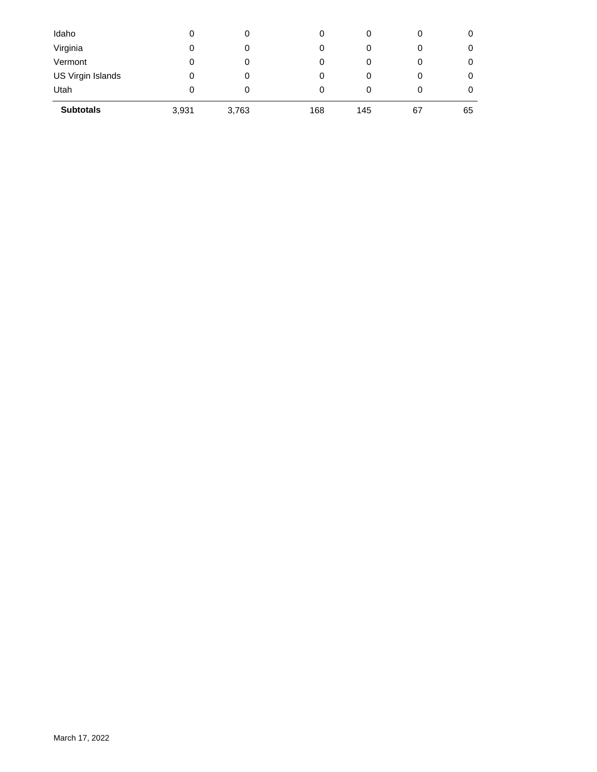| | | | | | | |
|---|---|---|---|---|---|---|
| Idaho | 0 | 0 | 0 | 0 | 0 | 0 |
| Virginia | 0 | 0 | 0 | 0 | 0 | 0 |
| Vermont | 0 | 0 | 0 | 0 | 0 | 0 |
| US Virgin Islands | 0 | 0 | 0 | 0 | 0 | 0 |
| Utah | 0 | 0 | 0 | 0 | 0 | 0 |
| **Subtotals** | 3,931 | 3,763 | 168 | 145 | 67 | 65 |

March 17, 2022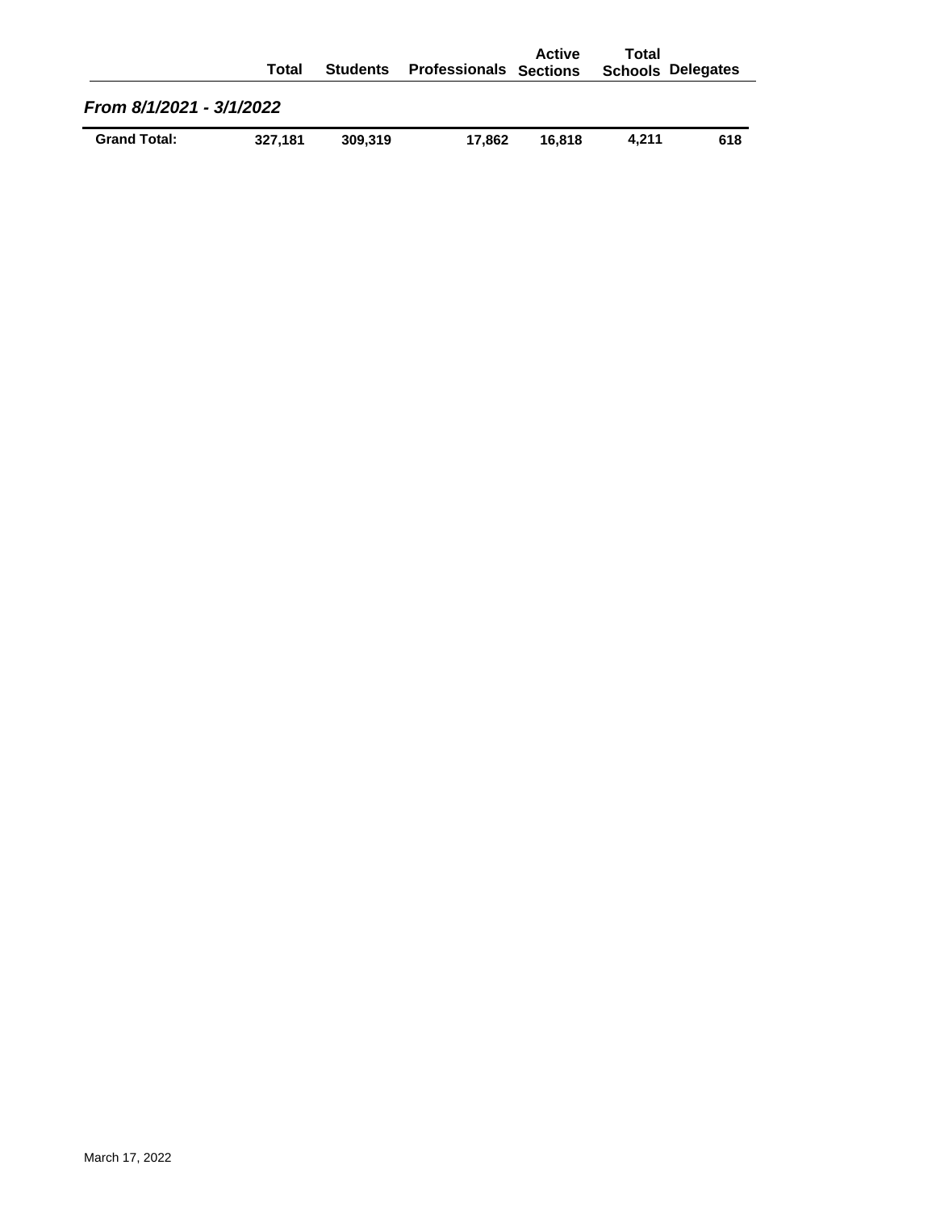| | Total | Students | Professionals | Active Sections | Total Schools | Delegates |
|---|---|---|---|---|---|---|
| ***From 8/1/2021 - 3/1/2022*** | | | | | | |
| **Grand Total:** | **327,181** | **309,319** | **17,862** | **16,818** | **4,211** | **618** |

March 17, 2022